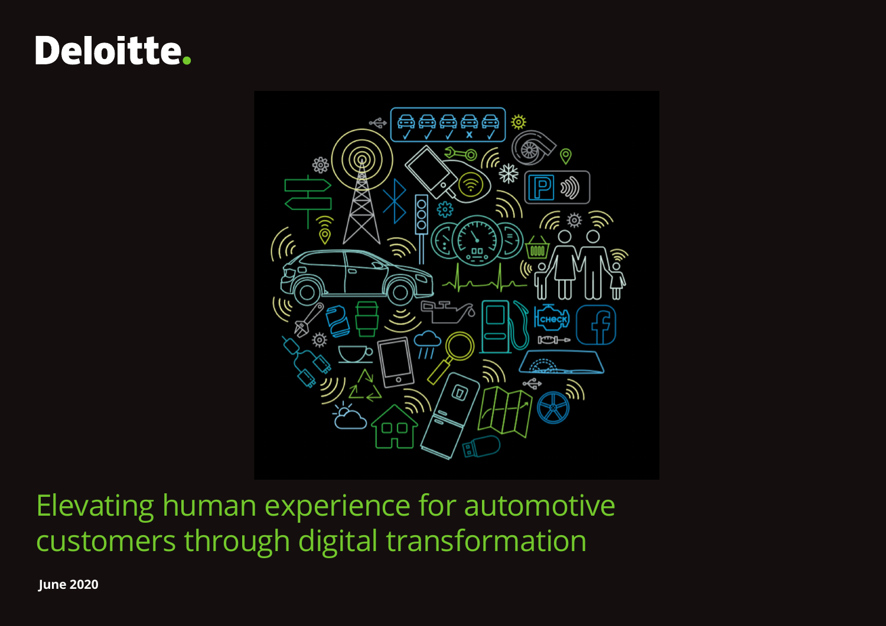Deloitte.

# Elevating human experience for automotive customers through digital transformation

**June 2020**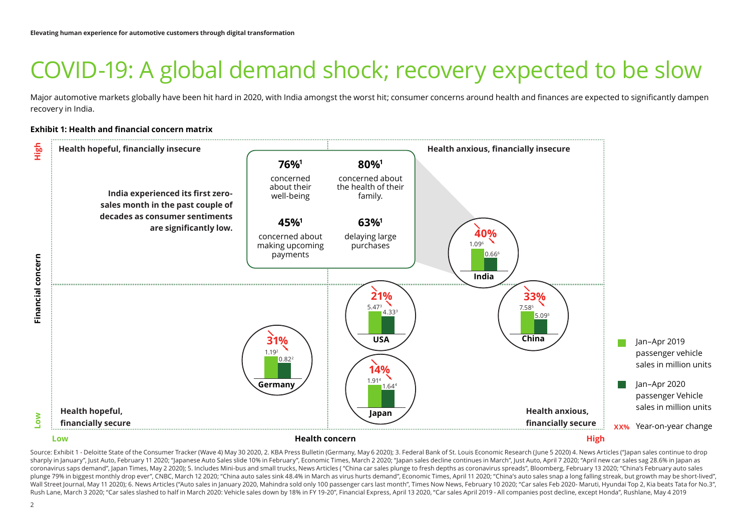# COVID-19: A global demand shock; recovery expected to be slow

Major automotive markets globally have been hit hard in 2020, with India amongst the worst hit; consumer concerns around health and finances are expected to significantly dampen recovery in India.

**Exhibit 1: Health and financial concern matrix**

**Health hopeful, financially insecure**

**Health anxious, financially insecure**

**India experienced its first zero-sales month in the past couple of decades as consumer sentiments are significantly low.**

**76%[1]** concerned about their well-being

**80%[1]** concerned about the health of their family.

**45%[1]** concerned about making upcoming payments

**63%[1]** delaying large purchases

| Country | Jan–Apr 2019 passenger vehicle sales in million units | Jan–Apr 2020 passenger Vehicle sales in million units | Year-on-year change |
| --- | --- | --- | --- |
| India | 1.09[6] | 0.66[6] | 40% |
| USA | 5.47[3] | 4.33[3] | 21% |
| China | 7.58[5] | 5.09[5] | 33% |
| Germany | 1.19[2] | 0.82[2] | 31% |
| Japan | 1.91[4] | 1.64[4] | 14% |

**Health hopeful, financially secure**

**Health anxious, financially secure**

Financial concern: Low – High; Health concern: Low – High

Source: Exhibit 1 - Deloitte State of the Consumer Tracker (Wave 4) May 30 2020, 2. KBA Press Bulletin (Germany, May 6 2020); 3. Federal Bank of St. Louis Economic Research (June 5 2020) 4. News Articles ("Japan sales continue to drop sharply in January", Just Auto, February 11 2020; "Japanese Auto Sales slide 10% in February", Economic Times, March 2 2020; "Japan sales decline continues in March", Just Auto, April 7 2020; "April new car sales sag 28.6% in Japan as coronavirus saps demand", Japan Times, May 2 2020); 5. Includes Mini-bus and small trucks, News Articles ( "China car sales plunge to fresh depths as coronavirus spreads", Bloomberg, February 13 2020; "China's February auto sales plunge 79% in biggest monthly drop ever", CNBC, March 12 2020; "China auto sales sink 48.4% in March as virus hurts demand", Economic Times, April 11 2020; "China's auto sales snap a long falling streak, but growth may be short-lived", Wall Street Journal, May 11 2020); 6. News Articles ("Auto sales in January 2020, Mahindra sold only 100 passenger cars last month", Times Now News, February 10 2020; "Car sales Feb 2020- Maruti, Hyundai Top 2, Kia beats Tata for No.3", Rush Lane, March 3 2020; "Car sales slashed to half in March 2020: Vehicle sales down by 18% in FY 19-20", Financial Express, April 13 2020, "Car sales April 2019 - All companies post decline, except Honda", Rushlane, May 4 2019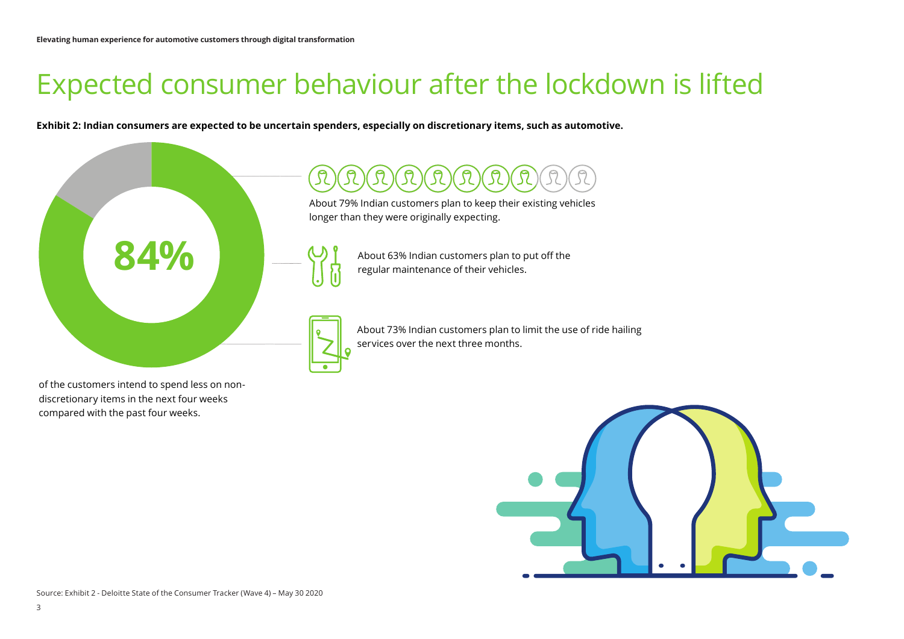# Expected consumer behaviour after the lockdown is lifted

**Exhibit 2: Indian consumers are expected to be uncertain spenders, especially on discretionary items, such as automotive.**

**84%**

of the customers intend to spend less on non-discretionary items in the next four weeks compared with the past four weeks.

About 79% Indian customers plan to keep their existing vehicles longer than they were originally expecting.

About 63% Indian customers plan to put off the regular maintenance of their vehicles.

About 73% Indian customers plan to limit the use of ride hailing services over the next three months.

Source: Exhibit 2 - Deloitte State of the Consumer Tracker (Wave 4) – May 30 2020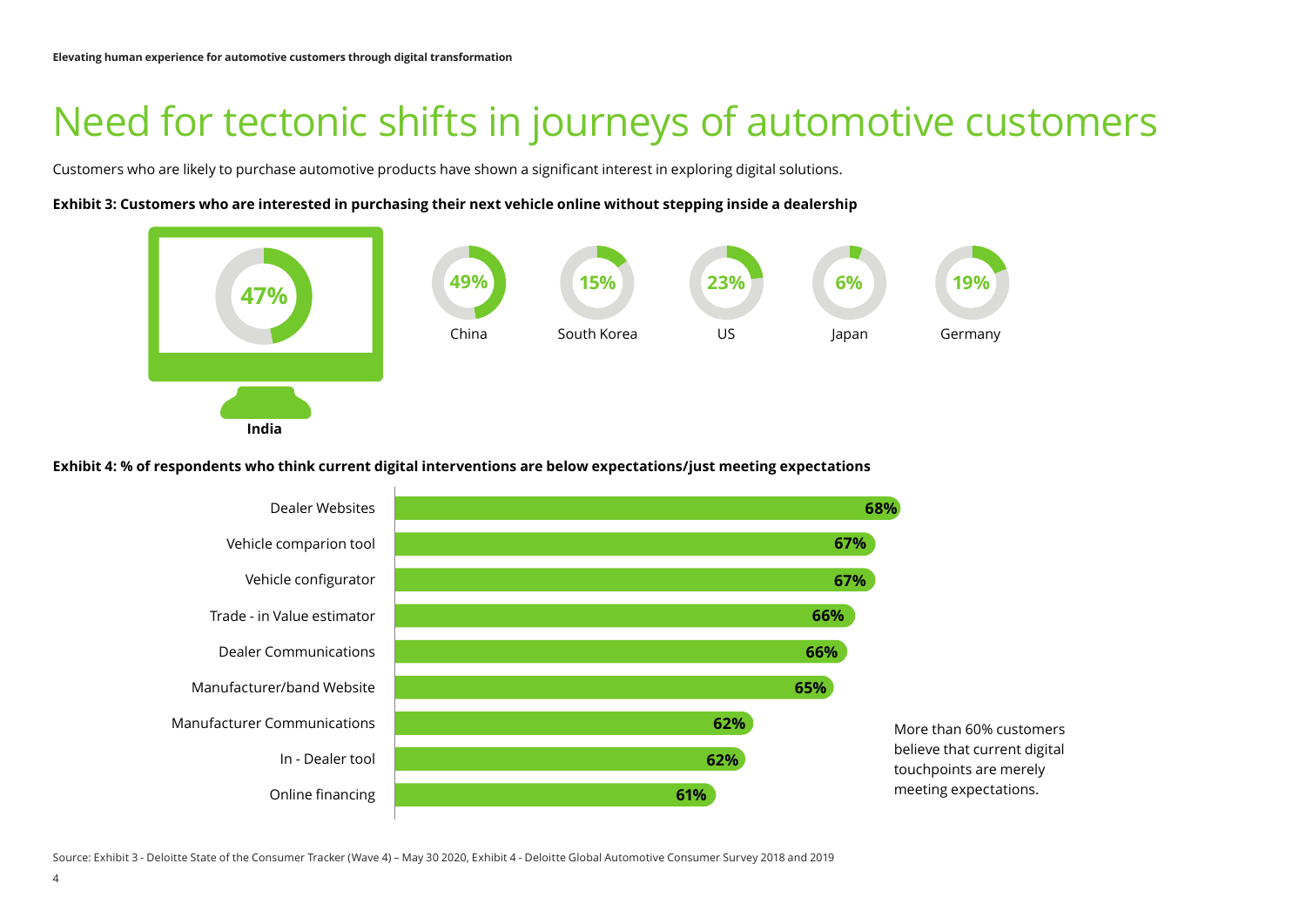# Need for tectonic shifts in journeys of automotive customers

Customers who are likely to purchase automotive products have shown a significant interest in exploring digital solutions.

**Exhibit 3: Customers who are interested in purchasing their next vehicle online without stepping inside a dealership**

| Country | % |
| --- | --- |
| India | 47% |
| China | 49% |
| South Korea | 15% |
| US | 23% |
| Japan | 6% |
| Germany | 19% |

**Exhibit 4: % of respondents who think current digital interventions are below expectations/just meeting expectations**

| Digital touchpoint | % |
| --- | --- |
| Dealer Websites | 68% |
| Vehicle comparion tool | 67% |
| Vehicle configurator | 67% |
| Trade - in Value estimator | 66% |
| Dealer Communications | 66% |
| Manufacturer/band Website | 65% |
| Manufacturer Communications | 62% |
| In - Dealer tool | 62% |
| Online financing | 61% |

More than 60% customers believe that current digital touchpoints are merely meeting expectations.

Source: Exhibit 3 - Deloitte State of the Consumer Tracker (Wave 4) – May 30 2020, Exhibit 4 - Deloitte Global Automotive Consumer Survey 2018 and 2019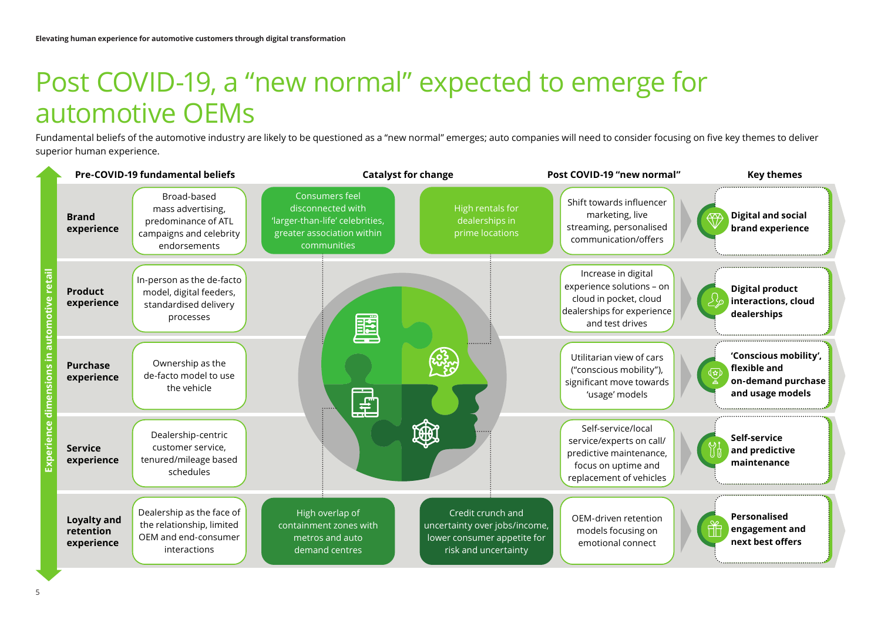# Post COVID-19, a "new normal" expected to emerge for automotive OEMs

Fundamental beliefs of the automotive industry are likely to be questioned as a "new normal" emerges; auto companies will need to consider focusing on five key themes to deliver superior human experience.

**Experience dimensions in automotive retail**

| | Pre-COVID-19 fundamental beliefs | Post COVID-19 "new normal" | Key themes |
|---|---|---|---|
| **Brand experience** | Broad-based mass advertising, predominance of ATL campaigns and celebrity endorsements | Shift towards influencer marketing, live streaming, personalised communication/offers | **Digital and social brand experience** |
| **Product experience** | In-person as the de-facto model, digital feeders, standardised delivery processes | Increase in digital experience solutions – on cloud in pocket, cloud dealerships for experience and test drives | **Digital product interactions, cloud dealerships** |
| **Purchase experience** | Ownership as the de-facto model to use the vehicle | Utilitarian view of cars ("conscious mobility"), significant move towards 'usage' models | **'Conscious mobility', flexible and on-demand purchase and usage models** |
| **Service experience** | Dealership-centric customer service, tenured/mileage based schedules | Self-service/local service/experts on call/ predictive maintenance, focus on uptime and replacement of vehicles | **Self-service and predictive maintenance** |
| **Loyalty and retention experience** | Dealership as the face of the relationship, limited OEM and end-consumer interactions | OEM-driven retention models focusing on emotional connect | **Personalised engagement and next best offers** |

**Catalyst for change**

- Consumers feel disconnected with 'larger-than-life' celebrities, greater association within communities
- High rentals for dealerships in prime locations
- High overlap of containment zones with metros and auto demand centres
- Credit crunch and uncertainty over jobs/income, lower consumer appetite for risk and uncertainty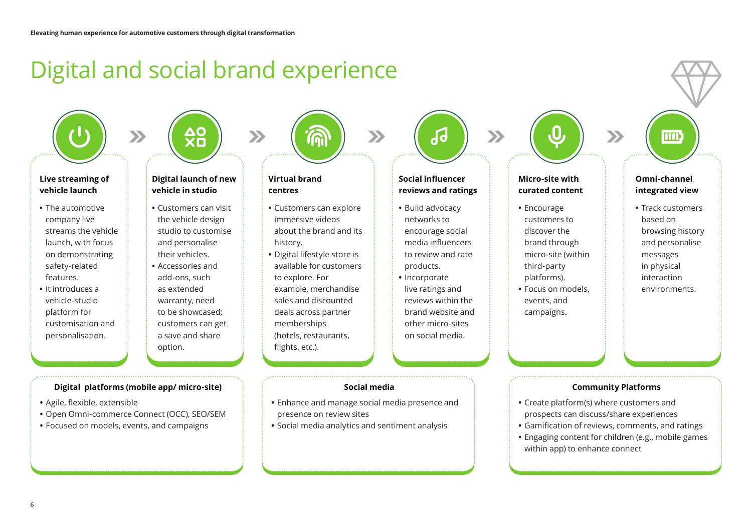# Digital and social brand experience

### Live streaming of vehicle launch

- The automotive company live streams the vehicle launch, with focus on demonstrating safety-related features.
- It introduces a vehicle-studio platform for customisation and personalisation.

### Digital launch of new vehicle in studio

- Customers can visit the vehicle design studio to customise and personalise their vehicles.
- Accessories and add-ons, such as extended warranty, need to be showcased; customers can get a save and share option.

### Virtual brand centres

- Customers can explore immersive videos about the brand and its history.
- Digital lifestyle store is available for customers to explore. For example, merchandise sales and discounted deals across partner memberships (hotels, restaurants, flights, etc.).

### Social influencer reviews and ratings

- Build advocacy networks to encourage social media influencers to review and rate products.
- Incorporate live ratings and reviews within the brand website and other micro-sites on social media.

### Micro-site with curated content

- Encourage customers to discover the brand through micro-site (within third-party platforms).
- Focus on models, events, and campaigns.

### Omni-channel integrated view

- Track customers based on browsing history and personalise messages in physical interaction environments.

### Digital platforms (mobile app/ micro-site)

- Agile, flexible, extensible
- Open Omni-commerce Connect (OCC), SEO/SEM
- Focused on models, events, and campaigns

### Social media

- Enhance and manage social media presence and presence on review sites
- Social media analytics and sentiment analysis

### Community Platforms

- Create platform(s) where customers and prospects can discuss/share experiences
- Gamification of reviews, comments, and ratings
- Engaging content for children (e.g., mobile games within app) to enhance connect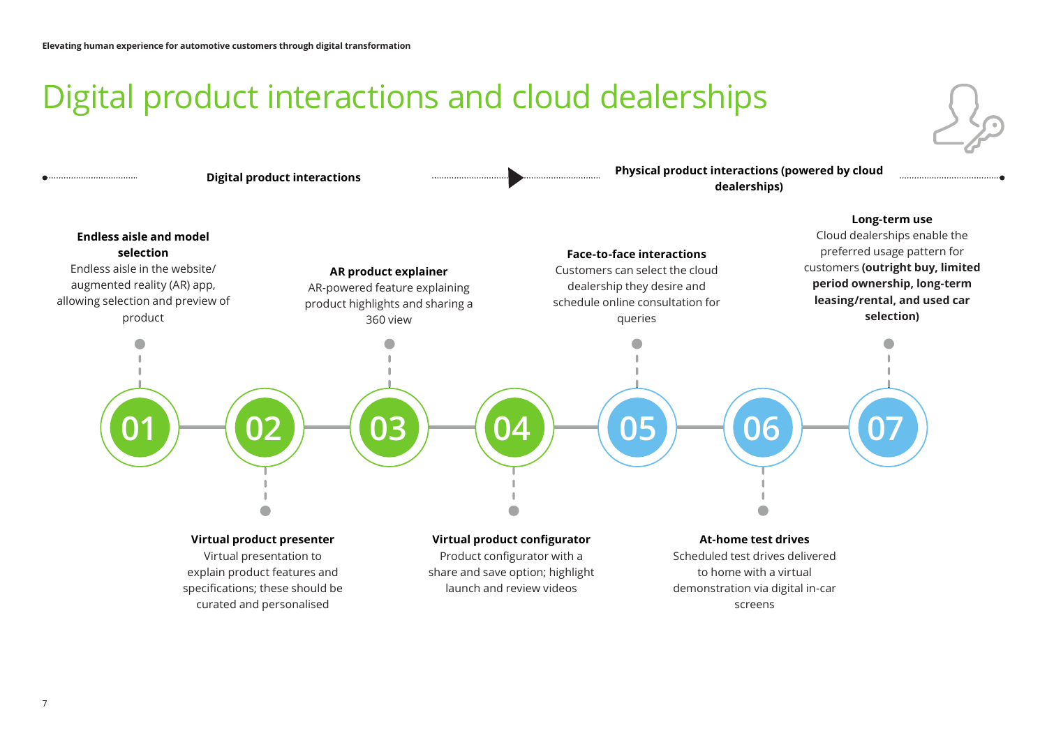# Digital product interactions and cloud dealerships

**Digital product interactions** → **Physical product interactions (powered by cloud dealerships)**

**01 — Endless aisle and model selection**
Endless aisle in the website/ augmented reality (AR) app, allowing selection and preview of product

**02 — Virtual product presenter**
Virtual presentation to explain product features and specifications; these should be curated and personalised

**03 — AR product explainer**
AR-powered feature explaining product highlights and sharing a 360 view

**04 — Virtual product configurator**
Product configurator with a share and save option; highlight launch and review videos

**05 — Face-to-face interactions**
Customers can select the cloud dealership they desire and schedule online consultation for queries

**06 — At-home test drives**
Scheduled test drives delivered to home with a virtual demonstration via digital in-car screens

**07 — Long-term use**
Cloud dealerships enable the preferred usage pattern for customers **(outright buy, limited period ownership, long-term leasing/rental, and used car selection)**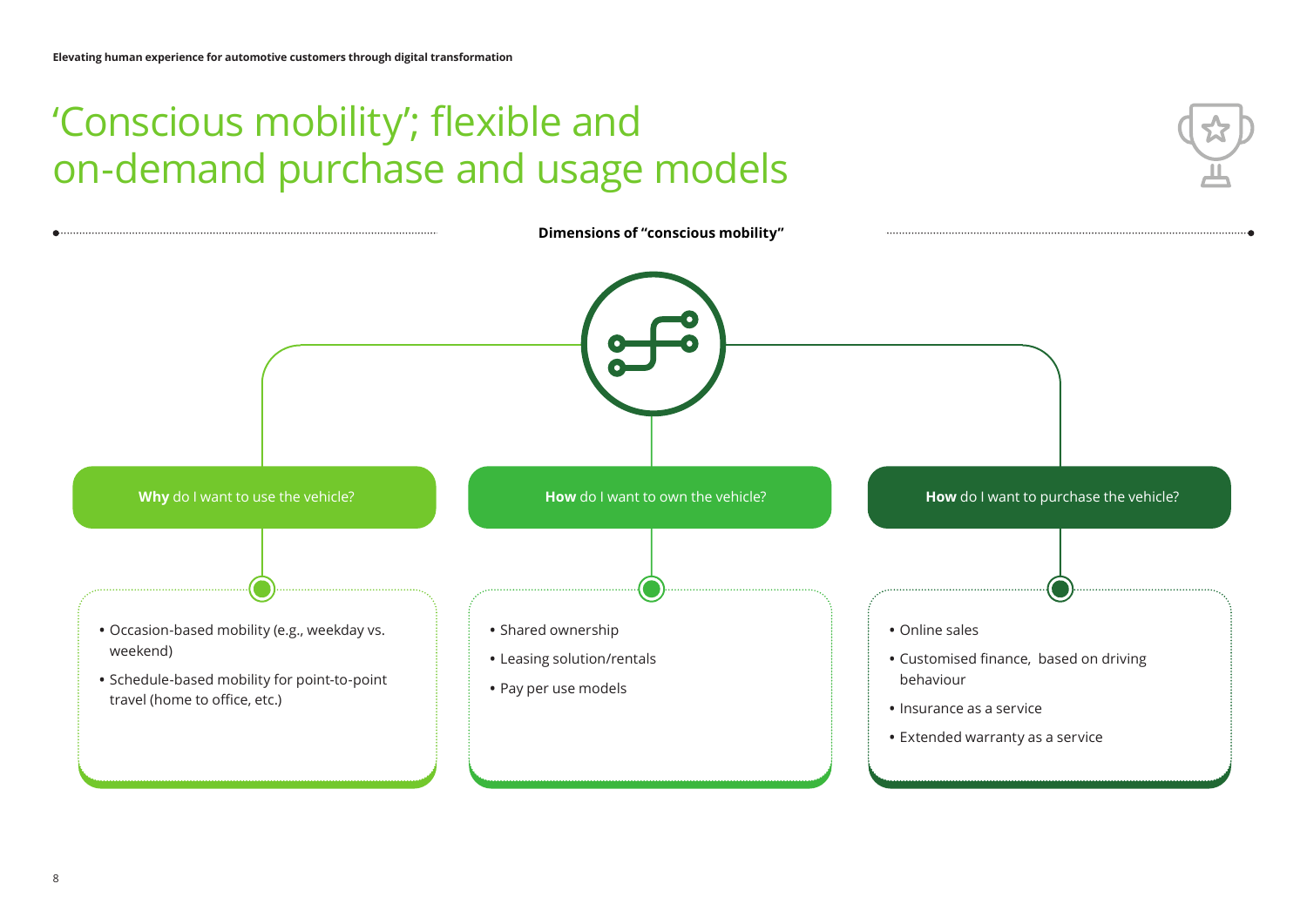# 'Conscious mobility'; flexible and on-demand purchase and usage models

**Dimensions of "conscious mobility"**

### **Why** do I want to use the vehicle?

- Occasion-based mobility (e.g., weekday vs. weekend)
- Schedule-based mobility for point-to-point travel (home to office, etc.)

### **How** do I want to own the vehicle?

- Shared ownership
- Leasing solution/rentals
- Pay per use models

### **How** do I want to purchase the vehicle?

- Online sales
- Customised finance, based on driving behaviour
- Insurance as a service
- Extended warranty as a service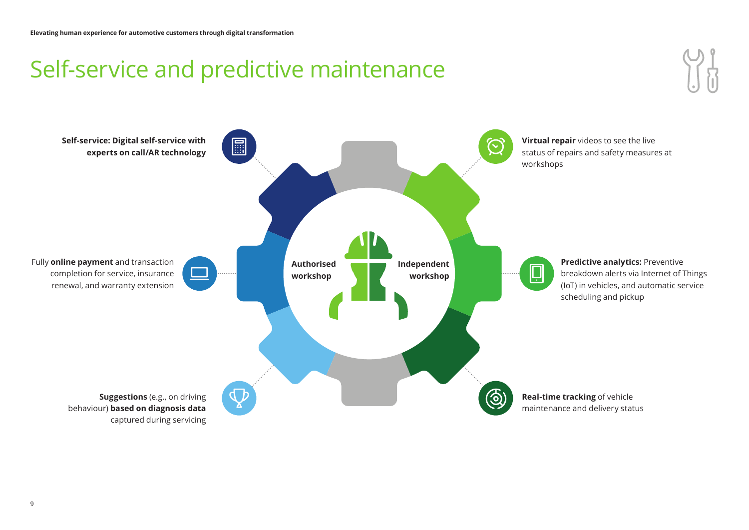# Self-service and predictive maintenance

**Authorised workshop** | **Independent workshop**

- **Self-service: Digital self-service with experts on call/AR technology**
- Fully **online payment** and transaction completion for service, insurance renewal, and warranty extension
- **Suggestions** (e.g., on driving behaviour) **based on diagnosis data** captured during servicing
- **Virtual repair** videos to see the live status of repairs and safety measures at workshops
- **Predictive analytics:** Preventive breakdown alerts via Internet of Things (IoT) in vehicles, and automatic service scheduling and pickup
- **Real-time tracking** of vehicle maintenance and delivery status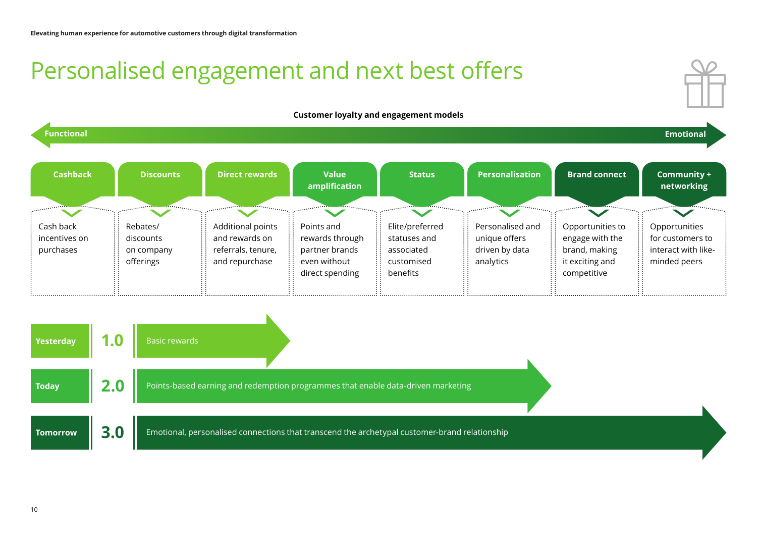# Personalised engagement and next best offers

**Customer loyalty and engagement models**

**Functional** ← → **Emotional**

| Cashback | Discounts | Direct rewards | Value amplification | Status | Personalisation | Brand connect | Community + networking |
|---|---|---|---|---|---|---|---|
| Cash back incentives on purchases | Rebates/discounts on company offerings | Additional points and rewards on referrals, tenure, and repurchase | Points and rewards through partner brands even without direct spending | Elite/preferred statuses and associated customised benefits | Personalised and unique offers driven by data analytics | Opportunities to engage with the brand, making it exciting and competitive | Opportunities for customers to interact with like-minded peers |

| | | |
|---|---|---|
| **Yesterday** | **1.0** | Basic rewards |
| **Today** | **2.0** | Points-based earning and redemption programmes that enable data-driven marketing |
| **Tomorrow** | **3.0** | Emotional, personalised connections that transcend the archetypal customer-brand relationship |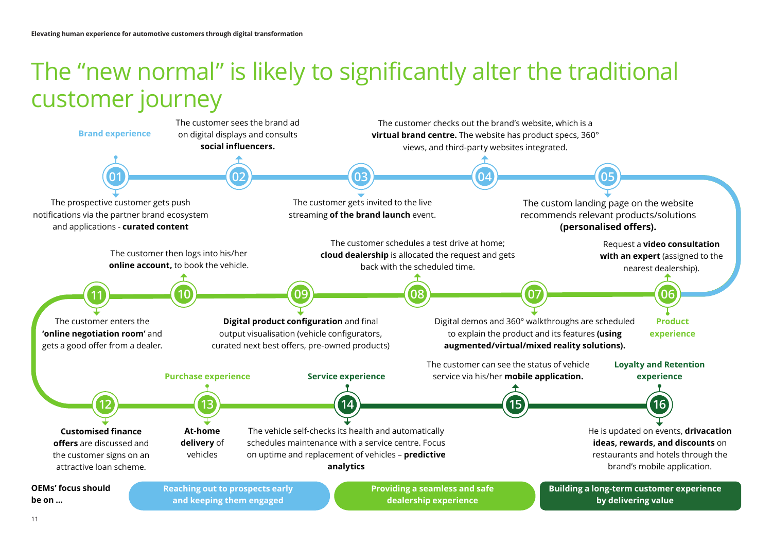# The "new normal" is likely to significantly alter the traditional customer journey

**Brand experience**

**01** The prospective customer gets push notifications via the partner brand ecosystem and applications - **curated content**

**02** The customer sees the brand ad on digital displays and consults **social influencers.**

**03** The customer gets invited to the live streaming **of the brand launch** event.

**04** The customer checks out the brand's website, which is a **virtual brand centre.** The website has product specs, 360° views, and third-party websites integrated.

**05** The custom landing page on the website recommends relevant products/solutions **(personalised offers).**

**Product experience**

**06** Request a **video consultation with an expert** (assigned to the nearest dealership).

**07** Digital demos and 360° walkthroughs are scheduled to explain the product and its features **(using augmented/virtual/mixed reality solutions).**

**08** The customer schedules a test drive at home; **cloud dealership** is allocated the request and gets back with the scheduled time.

**09** **Digital product configuration** and final output visualisation (vehicle configurators, curated next best offers, pre-owned products)

**10** The customer then logs into his/her **online account,** to book the vehicle.

**11** The customer enters the **'online negotiation room'** and gets a good offer from a dealer.

**Purchase experience**

**12** **Customised finance offers** are discussed and the customer signs on an attractive loan scheme.

**13** **At-home delivery** of vehicles

**Service experience**

**14** The vehicle self-checks its health and automatically schedules maintenance with a service centre. Focus on uptime and replacement of vehicles – **predictive analytics**

**15** The customer can see the status of vehicle service via his/her **mobile application.**

**Loyalty and Retention experience**

**16** He is updated on events, **drivacation ideas, rewards, and discounts** on restaurants and hotels through the brand's mobile application.

**OEMs' focus should be on ...**

- **Reaching out to prospects early and keeping them engaged**
- **Providing a seamless and safe dealership experience**
- **Building a long-term customer experience by delivering value**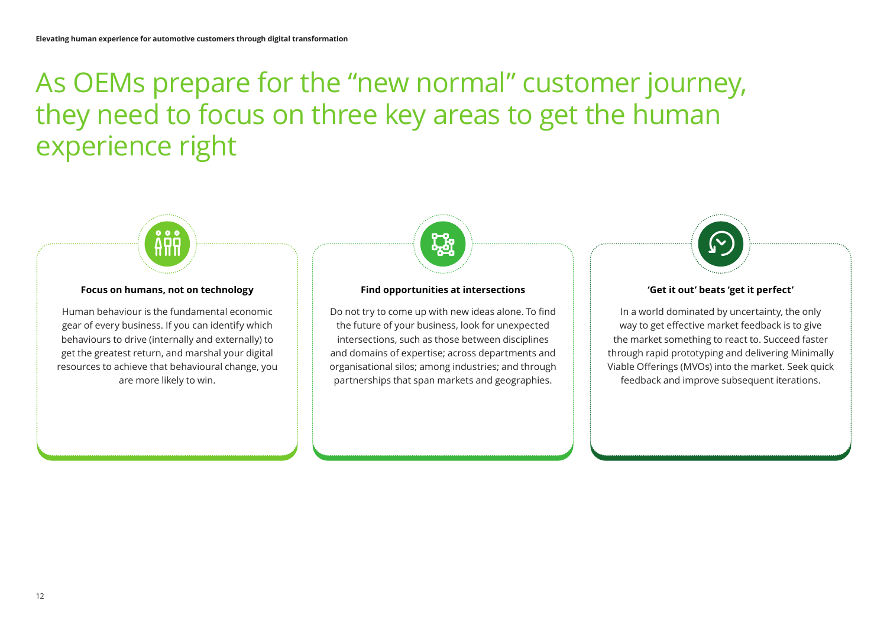# As OEMs prepare for the "new normal" customer journey, they need to focus on three key areas to get the human experience right

### Focus on humans, not on technology

Human behaviour is the fundamental economic gear of every business. If you can identify which behaviours to drive (internally and externally) to get the greatest return, and marshal your digital resources to achieve that behavioural change, you are more likely to win.

### Find opportunities at intersections

Do not try to come up with new ideas alone. To find the future of your business, look for unexpected intersections, such as those between disciplines and domains of expertise; across departments and organisational silos; among industries; and through partnerships that span markets and geographies.

### 'Get it out' beats 'get it perfect'

In a world dominated by uncertainty, the only way to get effective market feedback is to give the market something to react to. Succeed faster through rapid prototyping and delivering Minimally Viable Offerings (MVOs) into the market. Seek quick feedback and improve subsequent iterations.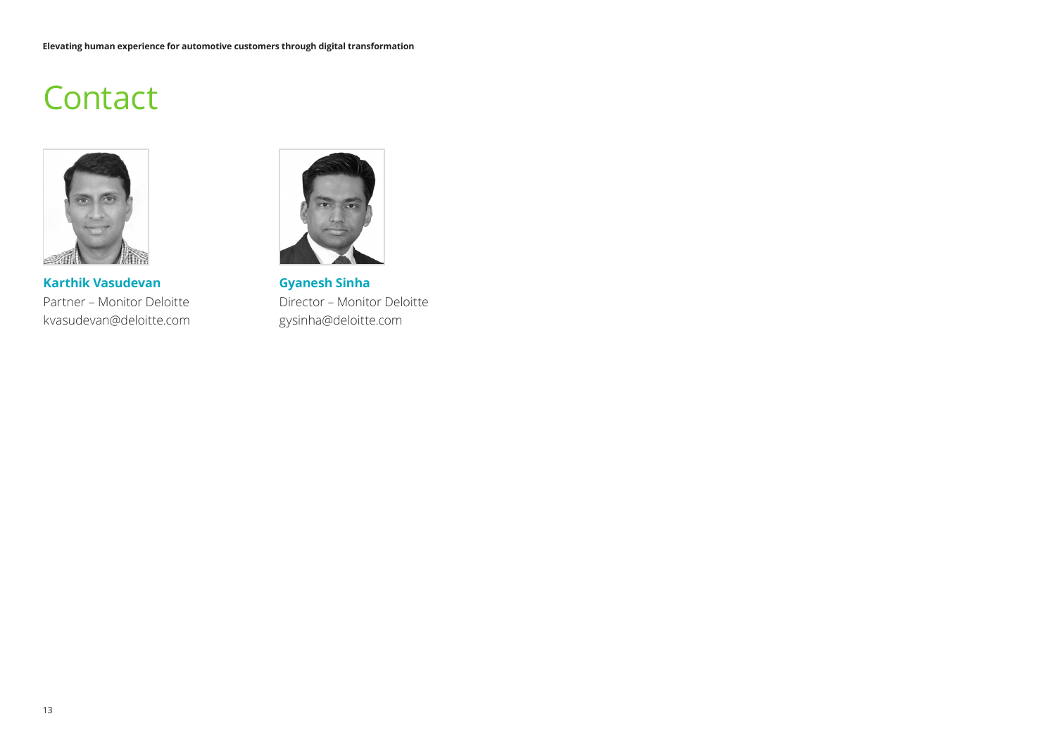# Contact

**Karthik Vasudevan**
Partner – Monitor Deloitte
kvasudevan@deloitte.com

**Gyanesh Sinha**
Director – Monitor Deloitte
gysinha@deloitte.com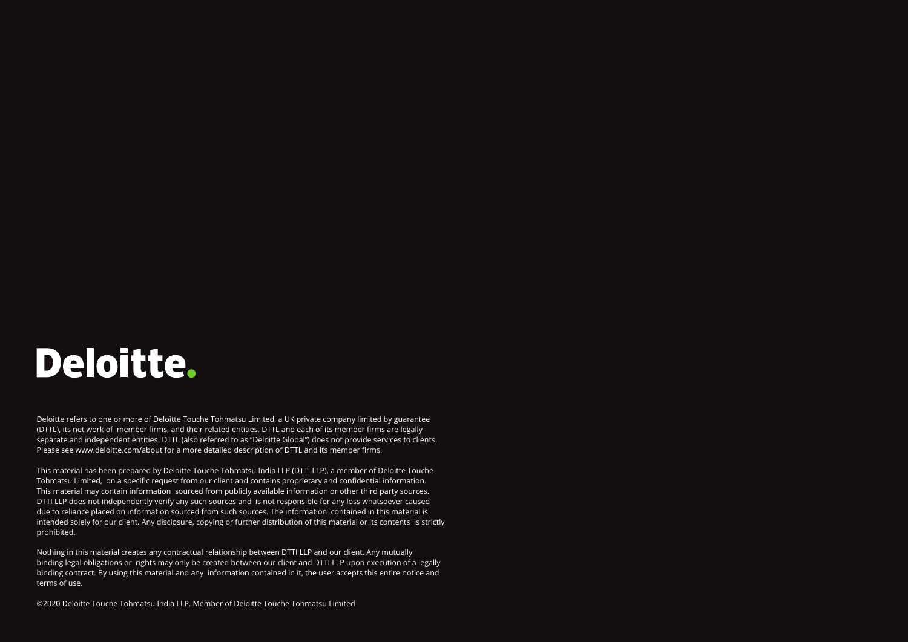# Deloitte.

Deloitte refers to one or more of Deloitte Touche Tohmatsu Limited, a UK private company limited by guarantee (DTTL), its net work of member firms, and their related entities. DTTL and each of its member firms are legally separate and independent entities. DTTL (also referred to as "Deloitte Global") does not provide services to clients. Please see www.deloitte.com/about for a more detailed description of DTTL and its member firms.

This material has been prepared by Deloitte Touche Tohmatsu India LLP (DTTI LLP), a member of Deloitte Touche Tohmatsu Limited, on a specific request from our client and contains proprietary and confidential information. This material may contain information sourced from publicly available information or other third party sources. DTTI LLP does not independently verify any such sources and is not responsible for any loss whatsoever caused due to reliance placed on information sourced from such sources. The information contained in this material is intended solely for our client. Any disclosure, copying or further distribution of this material or its contents is strictly prohibited.

Nothing in this material creates any contractual relationship between DTTI LLP and our client. Any mutually binding legal obligations or rights may only be created between our client and DTTI LLP upon execution of a legally binding contract. By using this material and any information contained in it, the user accepts this entire notice and terms of use.

©2020 Deloitte Touche Tohmatsu India LLP. Member of Deloitte Touche Tohmatsu Limited